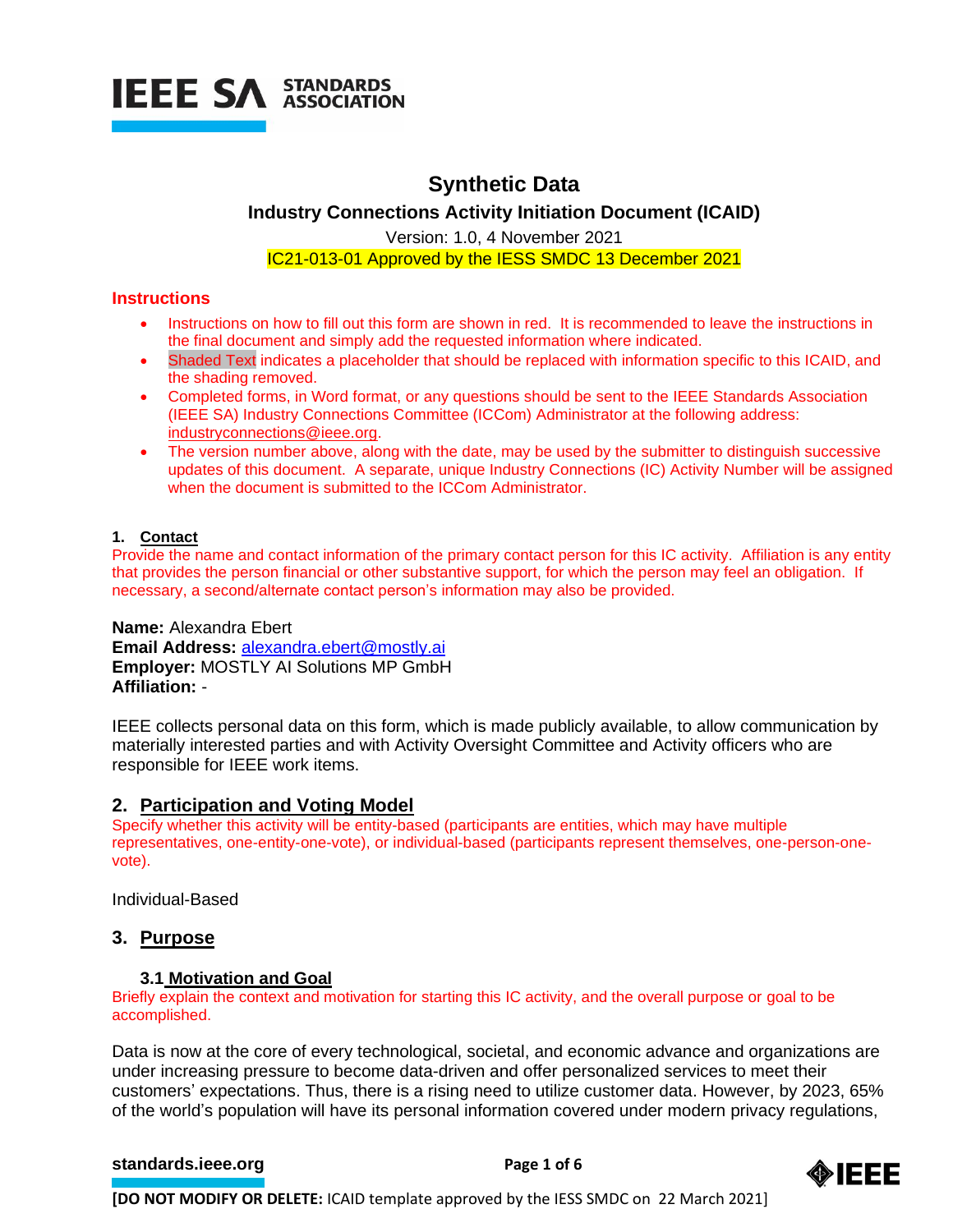IEEE SA STANDARDS ASSOCIATION

# Synthetic Data

## Industry Connections Activity Initiation Document (ICAID)

Version: 1.0, 4 November 2021

IC21-013-01 Approved by the IESS SMDC 13 December 2021

### Instructions

- Instructions on how to fill out this form are shown in red. It is recommended to leave the instructions in the final document and simply add the requested information where indicated.
- Shaded Text indicates a placeholder that should be replaced with information specific to this ICAID, and the shading removed.
- Completed forms, in Word format, or any questions should be sent to the IEEE Standards Association (IEEE SA) Industry Connections Committee (ICCom) Administrator at the following address: industryconnections@ieee.org.
- The version number above, along with the date, may be used by the submitter to distinguish successive updates of this document. A separate, unique Industry Connections (IC) Activity Number will be assigned when the document is submitted to the ICCom Administrator.

**1. Contact**

Provide the name and contact information of the primary contact person for this IC activity. Affiliation is any entity that provides the person financial or other substantive support, for which the person may feel an obligation. If necessary, a second/alternate contact person's information may also be provided.

**Name:** Alexandra Ebert
**Email Address:** alexandra.ebert@mostly.ai
**Employer:** MOSTLY AI Solutions MP GmbH
**Affiliation:** -

IEEE collects personal data on this form, which is made publicly available, to allow communication by materially interested parties and with Activity Oversight Committee and Activity officers who are responsible for IEEE work items.

## 2. Participation and Voting Model

Specify whether this activity will be entity-based (participants are entities, which may have multiple representatives, one-entity-one-vote), or individual-based (participants represent themselves, one-person-one-vote).

Individual-Based

## 3. Purpose

### 3.1 Motivation and Goal

Briefly explain the context and motivation for starting this IC activity, and the overall purpose or goal to be accomplished.

Data is now at the core of every technological, societal, and economic advance and organizations are under increasing pressure to become data-driven and offer personalized services to meet their customers' expectations. Thus, there is a rising need to utilize customer data. However, by 2023, 65% of the world's population will have its personal information covered under modern privacy regulations,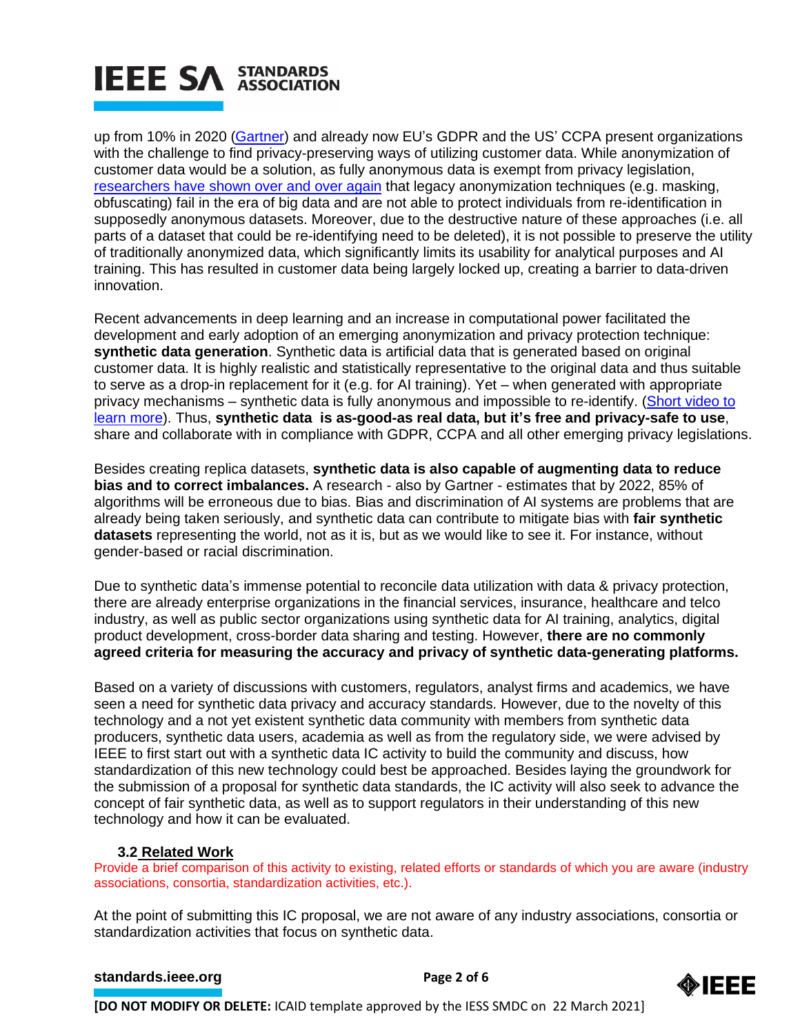up from 10% in 2020 ([Gartner]) and already now EU's GDPR and the US' CCPA present organizations with the challenge to find privacy-preserving ways of utilizing customer data. While anonymization of customer data would be a solution, as fully anonymous data is exempt from privacy legislation, [researchers have shown over and over again] that legacy anonymization techniques (e.g. masking, obfuscating) fail in the era of big data and are not able to protect individuals from re-identification in supposedly anonymous datasets. Moreover, due to the destructive nature of these approaches (i.e. all parts of a dataset that could be re-identifying need to be deleted), it is not possible to preserve the utility of traditionally anonymized data, which significantly limits its usability for analytical purposes and AI training. This has resulted in customer data being largely locked up, creating a barrier to data-driven innovation.

Recent advancements in deep learning and an increase in computational power facilitated the development and early adoption of an emerging anonymization and privacy protection technique: **synthetic data generation**. Synthetic data is artificial data that is generated based on original customer data. It is highly realistic and statistically representative to the original data and thus suitable to serve as a drop-in replacement for it (e.g. for AI training). Yet – when generated with appropriate privacy mechanisms – synthetic data is fully anonymous and impossible to re-identify. ([Short video to learn more]). Thus, **synthetic data is as-good-as real data, but it's free and privacy-safe to use**, share and collaborate with in compliance with GDPR, CCPA and all other emerging privacy legislations.

Besides creating replica datasets, **synthetic data is also capable of augmenting data to reduce bias and to correct imbalances.** A research - also by Gartner - estimates that by 2022, 85% of algorithms will be erroneous due to bias. Bias and discrimination of AI systems are problems that are already being taken seriously, and synthetic data can contribute to mitigate bias with **fair synthetic datasets** representing the world, not as it is, but as we would like to see it. For instance, without gender-based or racial discrimination.

Due to synthetic data's immense potential to reconcile data utilization with data & privacy protection, there are already enterprise organizations in the financial services, insurance, healthcare and telco industry, as well as public sector organizations using synthetic data for AI training, analytics, digital product development, cross-border data sharing and testing. However, **there are no commonly agreed criteria for measuring the accuracy and privacy of synthetic data-generating platforms.**

Based on a variety of discussions with customers, regulators, analyst firms and academics, we have seen a need for synthetic data privacy and accuracy standards. However, due to the novelty of this technology and a not yet existent synthetic data community with members from synthetic data producers, synthetic data users, academia as well as from the regulatory side, we were advised by IEEE to first start out with a synthetic data IC activity to build the community and discuss, how standardization of this new technology could best be approached. Besides laying the groundwork for the submission of a proposal for synthetic data standards, the IC activity will also seek to advance the concept of fair synthetic data, as well as to support regulators in their understanding of this new technology and how it can be evaluated.

### 3.2 Related Work

Provide a brief comparison of this activity to existing, related efforts or standards of which you are aware (industry associations, consortia, standardization activities, etc.).

At the point of submitting this IC proposal, we are not aware of any industry associations, consortia or standardization activities that focus on synthetic data.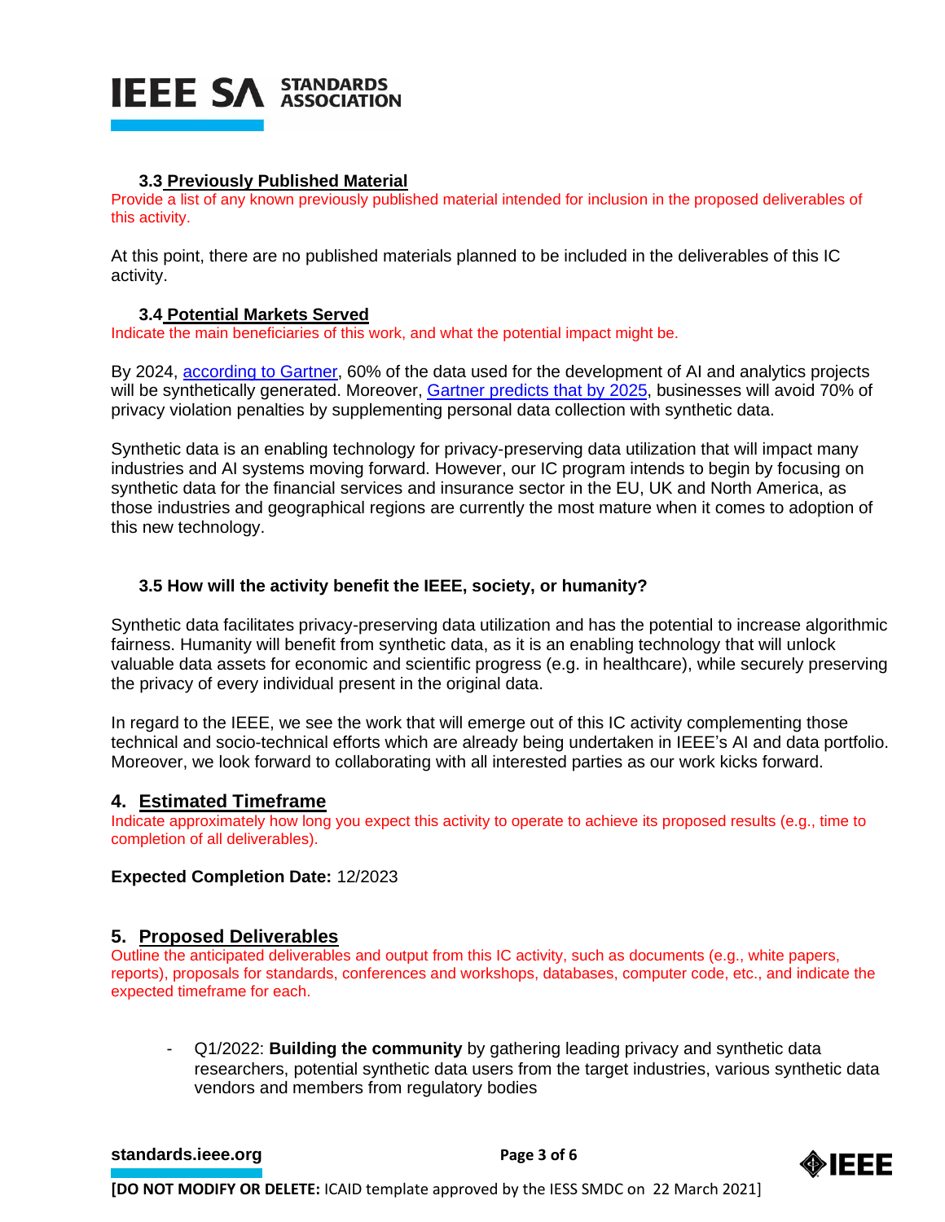### 3.3 Previously Published Material

Provide a list of any known previously published material intended for inclusion in the proposed deliverables of this activity.

At this point, there are no published materials planned to be included in the deliverables of this IC activity.

### 3.4 Potential Markets Served

Indicate the main beneficiaries of this work, and what the potential impact might be.

By 2024, according to Gartner, 60% of the data used for the development of AI and analytics projects will be synthetically generated. Moreover, Gartner predicts that by 2025, businesses will avoid 70% of privacy violation penalties by supplementing personal data collection with synthetic data.

Synthetic data is an enabling technology for privacy-preserving data utilization that will impact many industries and AI systems moving forward. However, our IC program intends to begin by focusing on synthetic data for the financial services and insurance sector in the EU, UK and North America, as those industries and geographical regions are currently the most mature when it comes to adoption of this new technology.

### 3.5 How will the activity benefit the IEEE, society, or humanity?

Synthetic data facilitates privacy-preserving data utilization and has the potential to increase algorithmic fairness. Humanity will benefit from synthetic data, as it is an enabling technology that will unlock valuable data assets for economic and scientific progress (e.g. in healthcare), while securely preserving the privacy of every individual present in the original data.

In regard to the IEEE, we see the work that will emerge out of this IC activity complementing those technical and socio-technical efforts which are already being undertaken in IEEE's AI and data portfolio. Moreover, we look forward to collaborating with all interested parties as our work kicks forward.

## 4. Estimated Timeframe

Indicate approximately how long you expect this activity to operate to achieve its proposed results (e.g., time to completion of all deliverables).

**Expected Completion Date:** 12/2023

## 5. Proposed Deliverables

Outline the anticipated deliverables and output from this IC activity, such as documents (e.g., white papers, reports), proposals for standards, conferences and workshops, databases, computer code, etc., and indicate the expected timeframe for each.

- Q1/2022: **Building the community** by gathering leading privacy and synthetic data researchers, potential synthetic data users from the target industries, various synthetic data vendors and members from regulatory bodies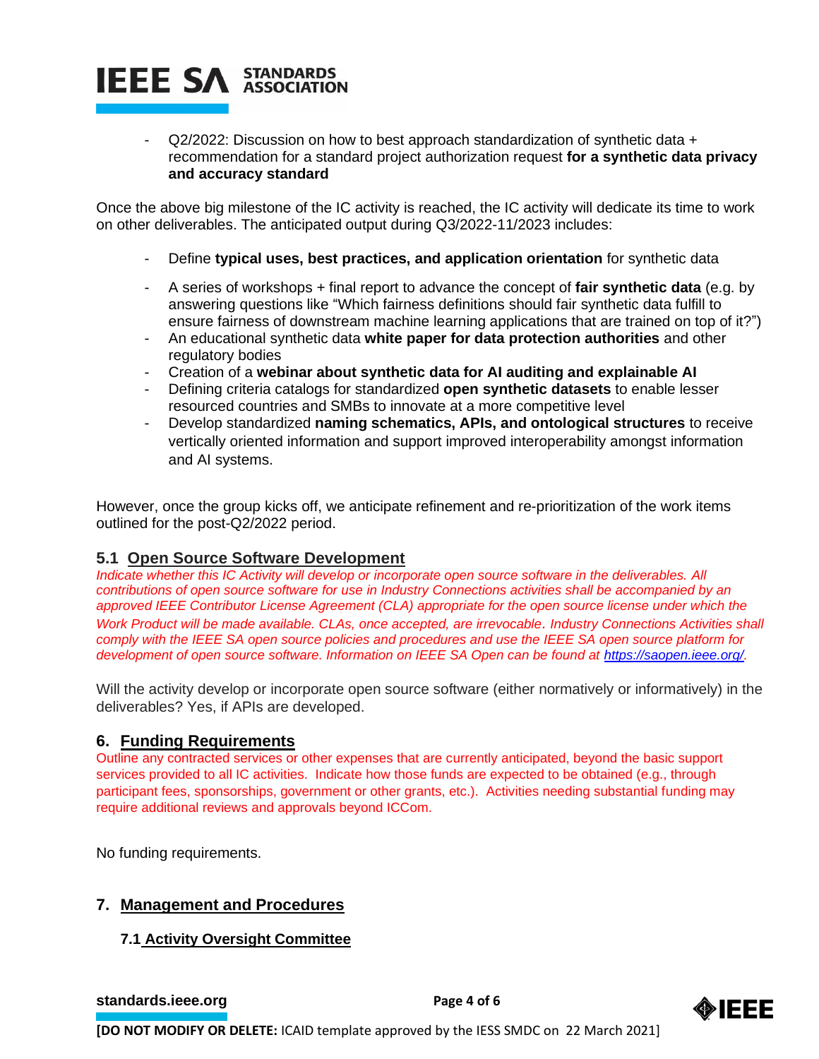- Q2/2022: Discussion on how to best approach standardization of synthetic data + recommendation for a standard project authorization request **for a synthetic data privacy and accuracy standard**

Once the above big milestone of the IC activity is reached, the IC activity will dedicate its time to work on other deliverables. The anticipated output during Q3/2022-11/2023 includes:

- Define **typical uses, best practices, and application orientation** for synthetic data
- A series of workshops + final report to advance the concept of **fair synthetic data** (e.g. by answering questions like "Which fairness definitions should fair synthetic data fulfill to ensure fairness of downstream machine learning applications that are trained on top of it?")
- An educational synthetic data **white paper for data protection authorities** and other regulatory bodies
- Creation of a **webinar about synthetic data for AI auditing and explainable AI**
- Defining criteria catalogs for standardized **open synthetic datasets** to enable lesser resourced countries and SMBs to innovate at a more competitive level
- Develop standardized **naming schematics, APIs, and ontological structures** to receive vertically oriented information and support improved interoperability amongst information and AI systems.

However, once the group kicks off, we anticipate refinement and re-prioritization of the work items outlined for the post-Q2/2022 period.

### 5.1 Open Source Software Development

*Indicate whether this IC Activity will develop or incorporate open source software in the deliverables. All contributions of open source software for use in Industry Connections activities shall be accompanied by an approved IEEE Contributor License Agreement (CLA) appropriate for the open source license under which the Work Product will be made available. CLAs, once accepted, are irrevocable. Industry Connections Activities shall comply with the IEEE SA open source policies and procedures and use the IEEE SA open source platform for development of open source software. Information on IEEE SA Open can be found at https://saopen.ieee.org/.*

Will the activity develop or incorporate open source software (either normatively or informatively) in the deliverables? Yes, if APIs are developed.

## 6. Funding Requirements

Outline any contracted services or other expenses that are currently anticipated, beyond the basic support services provided to all IC activities. Indicate how those funds are expected to be obtained (e.g., through participant fees, sponsorships, government or other grants, etc.). Activities needing substantial funding may require additional reviews and approvals beyond ICCom.

No funding requirements.

## 7. Management and Procedures

### 7.1 Activity Oversight Committee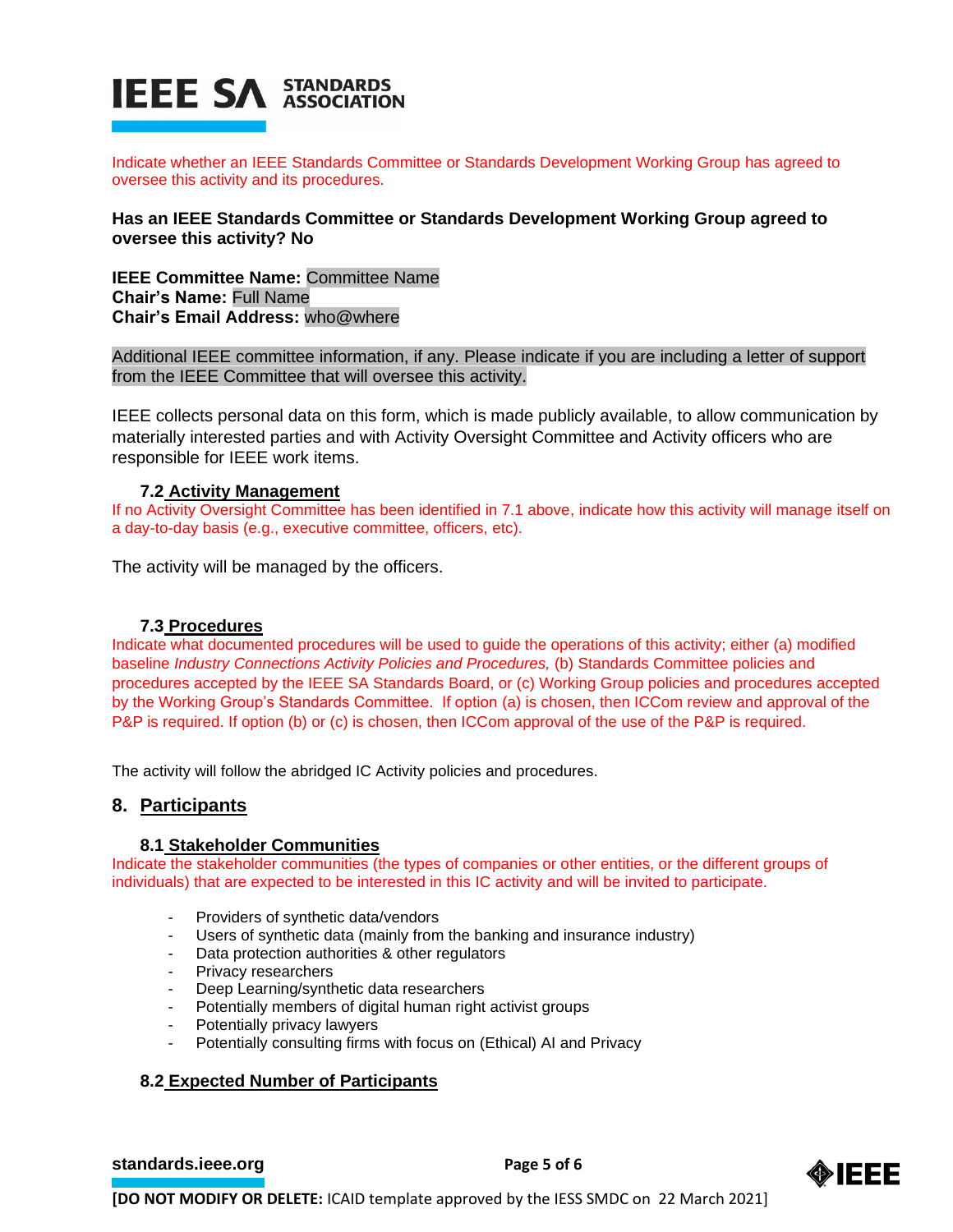Indicate whether an IEEE Standards Committee or Standards Development Working Group has agreed to oversee this activity and its procedures.

**Has an IEEE Standards Committee or Standards Development Working Group agreed to oversee this activity? No**

**IEEE Committee Name:** Committee Name
**Chair's Name:** Full Name
**Chair's Email Address:** who@where

Additional IEEE committee information, if any. Please indicate if you are including a letter of support from the IEEE Committee that will oversee this activity.

IEEE collects personal data on this form, which is made publicly available, to allow communication by materially interested parties and with Activity Oversight Committee and Activity officers who are responsible for IEEE work items.

### 7.2 Activity Management

If no Activity Oversight Committee has been identified in 7.1 above, indicate how this activity will manage itself on a day-to-day basis (e.g., executive committee, officers, etc).

The activity will be managed by the officers.

### 7.3 Procedures

Indicate what documented procedures will be used to guide the operations of this activity; either (a) modified baseline *Industry Connections Activity Policies and Procedures,* (b) Standards Committee policies and procedures accepted by the IEEE SA Standards Board, or (c) Working Group policies and procedures accepted by the Working Group's Standards Committee. If option (a) is chosen, then ICCom review and approval of the P&P is required. If option (b) or (c) is chosen, then ICCom approval of the use of the P&P is required.

The activity will follow the abridged IC Activity policies and procedures.

## 8. Participants

### 8.1 Stakeholder Communities

Indicate the stakeholder communities (the types of companies or other entities, or the different groups of individuals) that are expected to be interested in this IC activity and will be invited to participate.

- Providers of synthetic data/vendors
- Users of synthetic data (mainly from the banking and insurance industry)
- Data protection authorities & other regulators
- Privacy researchers
- Deep Learning/synthetic data researchers
- Potentially members of digital human right activist groups
- Potentially privacy lawyers
- Potentially consulting firms with focus on (Ethical) AI and Privacy

### 8.2 Expected Number of Participants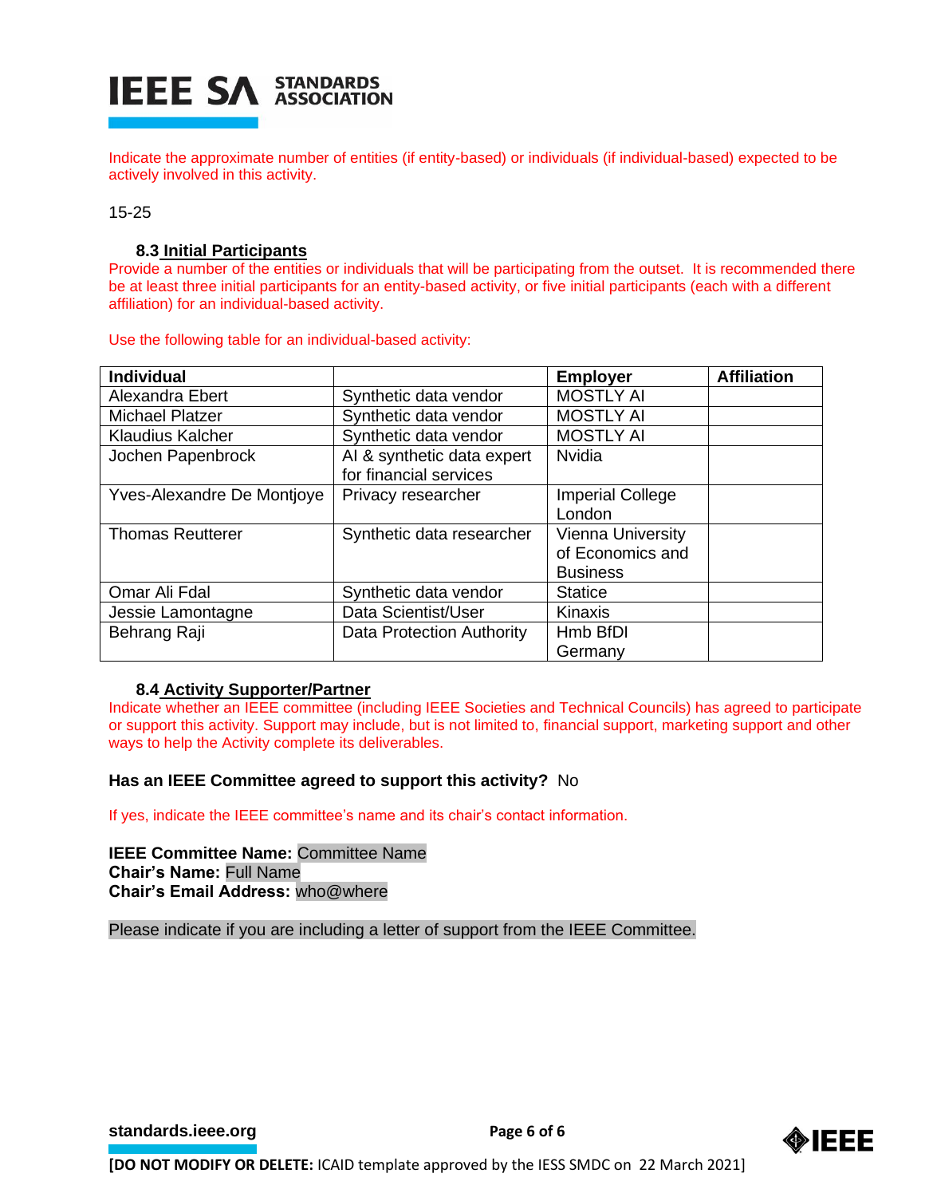Indicate the approximate number of entities (if entity-based) or individuals (if individual-based) expected to be actively involved in this activity.

15-25

### 8.3 Initial Participants

Provide a number of the entities or individuals that will be participating from the outset. It is recommended there be at least three initial participants for an entity-based activity, or five initial participants (each with a different affiliation) for an individual-based activity.

Use the following table for an individual-based activity:

| Individual | | Employer | Affiliation |
|---|---|---|---|
| Alexandra Ebert | Synthetic data vendor | MOSTLY AI | |
| Michael Platzer | Synthetic data vendor | MOSTLY AI | |
| Klaudius Kalcher | Synthetic data vendor | MOSTLY AI | |
| Jochen Papenbrock | AI & synthetic data expert for financial services | Nvidia | |
| Yves-Alexandre De Montjoye | Privacy researcher | Imperial College London | |
| Thomas Reutterer | Synthetic data researcher | Vienna University of Economics and Business | |
| Omar Ali Fdal | Synthetic data vendor | Statice | |
| Jessie Lamontagne | Data Scientist/User | Kinaxis | |
| Behrang Raji | Data Protection Authority | Hmb BfDI Germany | |

### 8.4 Activity Supporter/Partner

Indicate whether an IEEE committee (including IEEE Societies and Technical Councils) has agreed to participate or support this activity. Support may include, but is not limited to, financial support, marketing support and other ways to help the Activity complete its deliverables.

**Has an IEEE Committee agreed to support this activity?** No

If yes, indicate the IEEE committee's name and its chair's contact information.

**IEEE Committee Name:** Committee Name
**Chair's Name:** Full Name
**Chair's Email Address:** who@where

Please indicate if you are including a letter of support from the IEEE Committee.

**[DO NOT MODIFY OR DELETE:** ICAID template approved by the IESS SMDC on 22 March 2021]